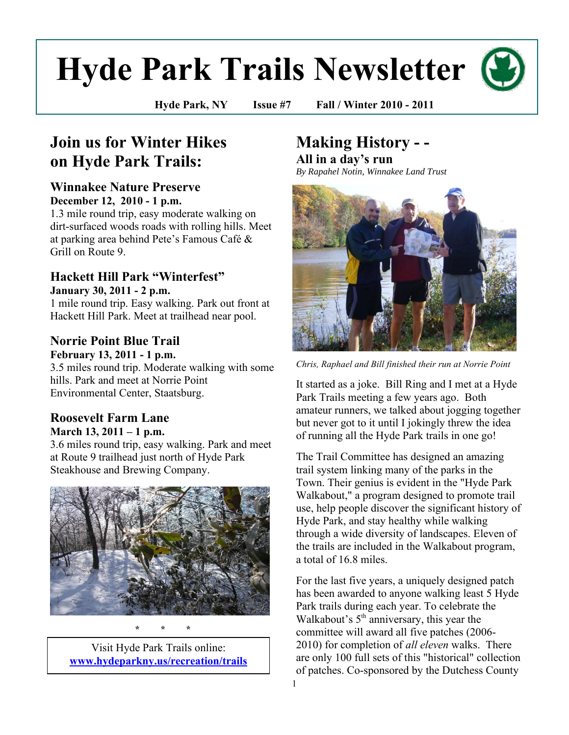# Hyde Park Trails Newsletter

**Hyde Park, NY Issue #7 Fall / Winter 2010 - 2011**

## Join us for Winter Hikes on Hyde Park Trails:

### Winnakee Nature Preserve

**December 12, 2010 - 1 p.m.**

1.3 mile round trip, easy moderate walking on dirt-surfaced woods roads with rolling hills. Meet at parking area behind Pete's Famous Café & Grill on Route 9.

### Hackett Hill Park "Winterfest"

**January 30, 2011 - 2 p.m.**

1 mile round trip. Easy walking. Park out front at Hackett Hill Park. Meet at trailhead near pool.

### Norrie Point Blue Trail

**February 13, 2011 - 1 p.m.**

3.5 miles round trip. Moderate walking with some hills. Park and meet at Norrie Point Environmental Center, Staatsburg.

### Roosevelt Farm Lane

**March 13, 2011 – 1 p.m.**

3.6 miles round trip, easy walking. Park and meet at Route 9 trailhead just north of Hyde Park Steakhouse and Brewing Company.

\* \* \*

Visit Hyde Park Trails online: [www.hydeparkny.us/recreation/trails](www.hydeparkny.us/recreation/trails)

## Making History - -

### All in a day's run

*By Rapahel Notin, Winnakee Land Trust*

*Chris, Raphael and Bill finished their run at Norrie Point*

It started as a joke. Bill Ring and I met at a Hyde Park Trails meeting a few years ago. Both amateur runners, we talked about jogging together but never got to it until I jokingly threw the idea of running all the Hyde Park trails in one go!

The Trail Committee has designed an amazing trail system linking many of the parks in the Town. Their genius is evident in the "Hyde Park Walkabout," a program designed to promote trail use, help people discover the significant history of Hyde Park, and stay healthy while walking through a wide diversity of landscapes. Eleven of the trails are included in the Walkabout program, a total of 16.8 miles.

For the last five years, a uniquely designed patch has been awarded to anyone walking least 5 Hyde Park trails during each year. To celebrate the Walkabout's 5th anniversary, this year the committee will award all five patches (2006-2010) for completion of *all eleven* walks. There are only 100 full sets of this "historical" collection of patches. Co-sponsored by the Dutchess County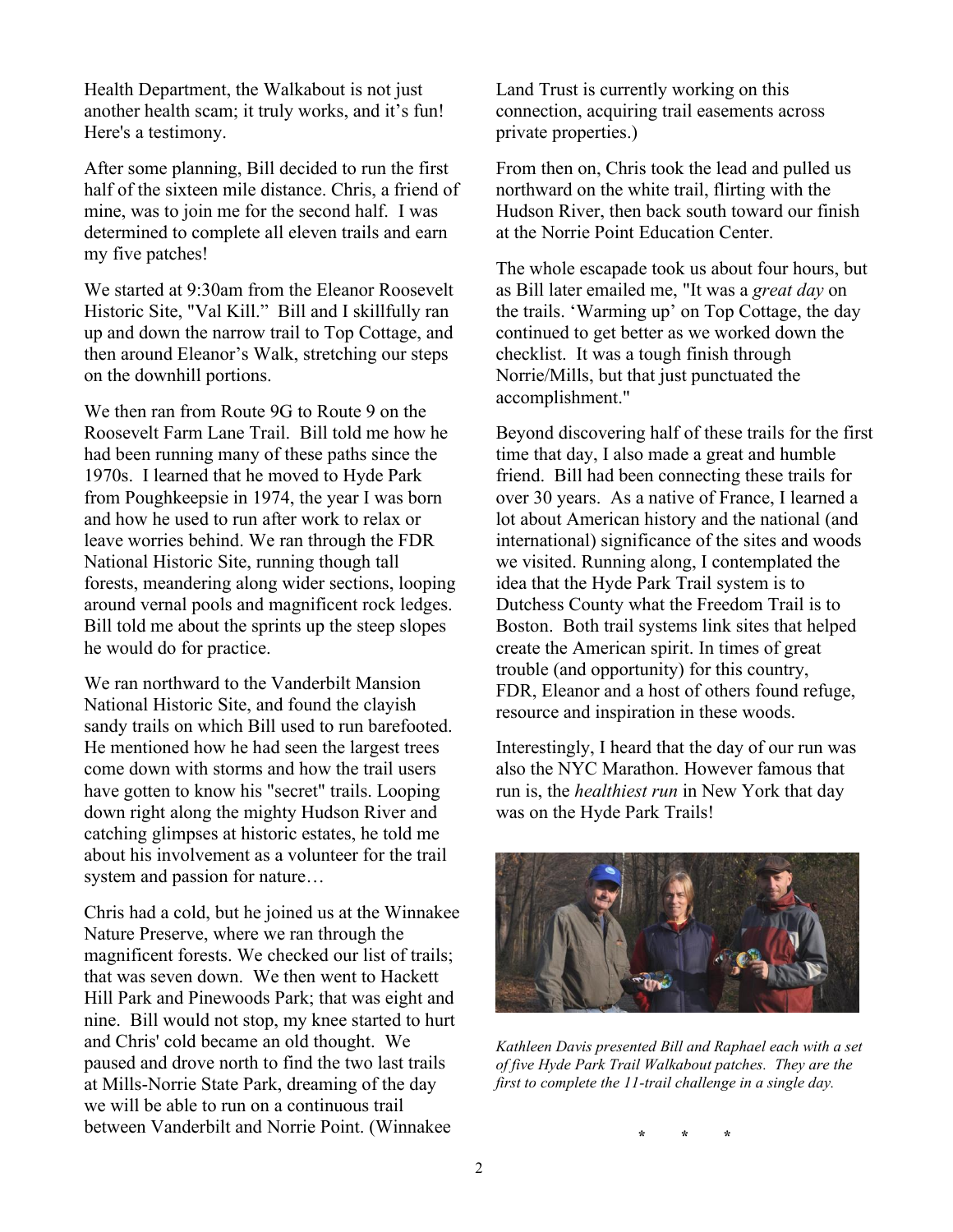Health Department, the Walkabout is not just another health scam; it truly works, and it's fun! Here's a testimony.

After some planning, Bill decided to run the first half of the sixteen mile distance. Chris, a friend of mine, was to join me for the second half. I was determined to complete all eleven trails and earn my five patches!

We started at 9:30am from the Eleanor Roosevelt Historic Site, "Val Kill." Bill and I skillfully ran up and down the narrow trail to Top Cottage, and then around Eleanor's Walk, stretching our steps on the downhill portions.

We then ran from Route 9G to Route 9 on the Roosevelt Farm Lane Trail. Bill told me how he had been running many of these paths since the 1970s. I learned that he moved to Hyde Park from Poughkeepsie in 1974, the year I was born and how he used to run after work to relax or leave worries behind. We ran through the FDR National Historic Site, running though tall forests, meandering along wider sections, looping around vernal pools and magnificent rock ledges. Bill told me about the sprints up the steep slopes he would do for practice.

We ran northward to the Vanderbilt Mansion National Historic Site, and found the clayish sandy trails on which Bill used to run barefooted. He mentioned how he had seen the largest trees come down with storms and how the trail users have gotten to know his "secret" trails. Looping down right along the mighty Hudson River and catching glimpses at historic estates, he told me about his involvement as a volunteer for the trail system and passion for nature…

Chris had a cold, but he joined us at the Winnakee Nature Preserve, where we ran through the magnificent forests. We checked our list of trails; that was seven down. We then went to Hackett Hill Park and Pinewoods Park; that was eight and nine. Bill would not stop, my knee started to hurt and Chris' cold became an old thought. We paused and drove north to find the two last trails at Mills-Norrie State Park, dreaming of the day we will be able to run on a continuous trail between Vanderbilt and Norrie Point. (Winnakee Land Trust is currently working on this connection, acquiring trail easements across private properties.)

From then on, Chris took the lead and pulled us northward on the white trail, flirting with the Hudson River, then back south toward our finish at the Norrie Point Education Center.

The whole escapade took us about four hours, but as Bill later emailed me, "It was a *great day* on the trails. 'Warming up' on Top Cottage, the day continued to get better as we worked down the checklist. It was a tough finish through Norrie/Mills, but that just punctuated the accomplishment."

Beyond discovering half of these trails for the first time that day, I also made a great and humble friend. Bill had been connecting these trails for over 30 years. As a native of France, I learned a lot about American history and the national (and international) significance of the sites and woods we visited. Running along, I contemplated the idea that the Hyde Park Trail system is to Dutchess County what the Freedom Trail is to Boston. Both trail systems link sites that helped create the American spirit. In times of great trouble (and opportunity) for this country, FDR, Eleanor and a host of others found refuge, resource and inspiration in these woods.

Interestingly, I heard that the day of our run was also the NYC Marathon. However famous that run is, the *healthiest run* in New York that day was on the Hyde Park Trails!

*Kathleen Davis presented Bill and Raphael each with a set of five Hyde Park Trail Walkabout patches. They are the first to complete the 11-trail challenge in a single day.*

\* \* \*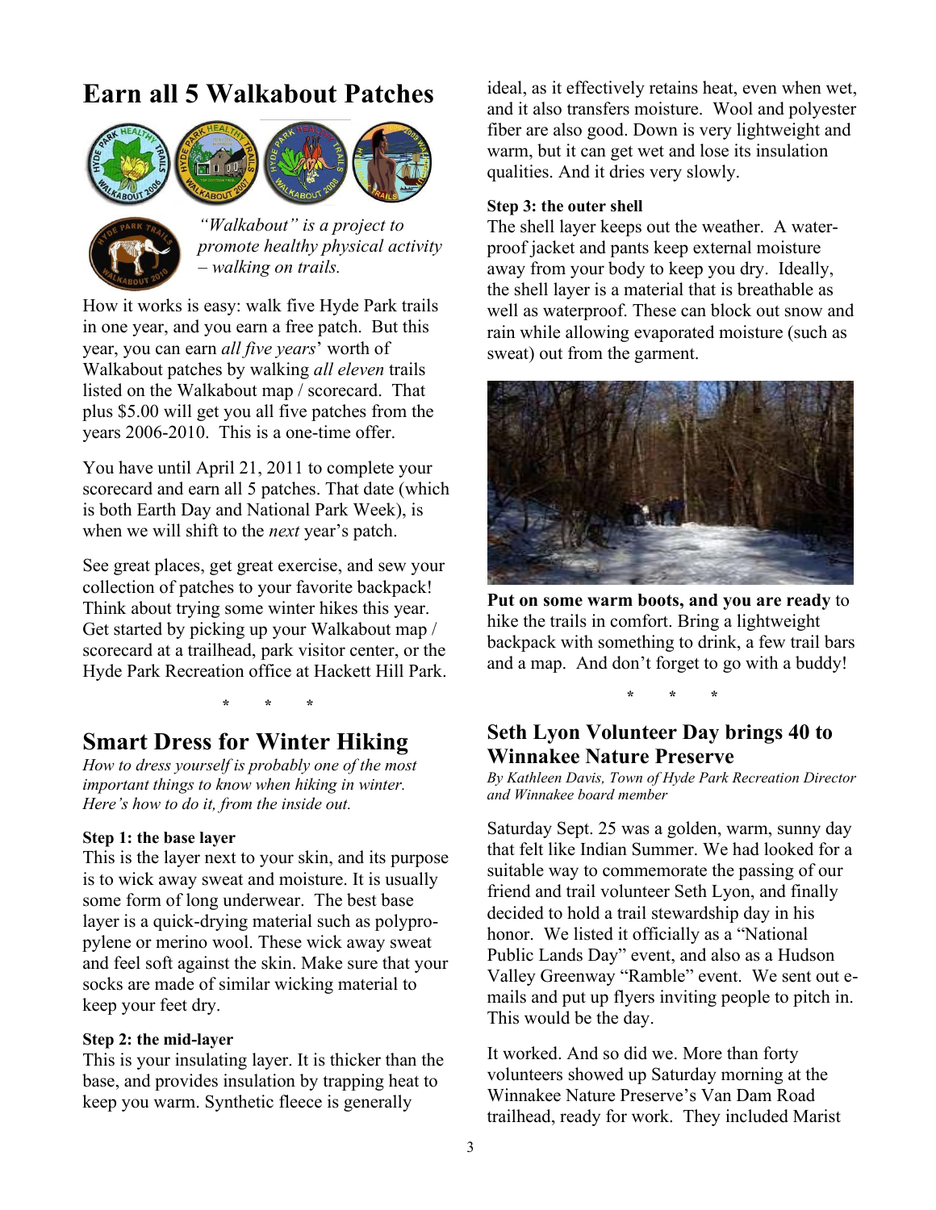# Earn all 5 Walkabout Patches

*"Walkabout" is a project to promote healthy physical activity – walking on trails.*

How it works is easy: walk five Hyde Park trails in one year, and you earn a free patch. But this year, you can earn *all five years*' worth of Walkabout patches by walking *all eleven* trails listed on the Walkabout map / scorecard. That plus $5.00 will get you all five patches from the years 2006-2010. This is a one-time offer.

You have until April 21, 2011 to complete your scorecard and earn all 5 patches. That date (which is both Earth Day and National Park Week), is when we will shift to the *next* year's patch.

See great places, get great exercise, and sew your collection of patches to your favorite backpack! Think about trying some winter hikes this year. Get started by picking up your Walkabout map / scorecard at a trailhead, park visitor center, or the Hyde Park Recreation office at Hackett Hill Park.

\*  \*  \*

# Smart Dress for Winter Hiking

*How to dress yourself is probably one of the most important things to know when hiking in winter. Here's how to do it, from the inside out.*

**Step 1: the base layer**
This is the layer next to your skin, and its purpose is to wick away sweat and moisture. It is usually some form of long underwear. The best base layer is a quick-drying material such as polypropylene or merino wool. These wick away sweat and feel soft against the skin. Make sure that your socks are made of similar wicking material to keep your feet dry.

**Step 2: the mid-layer**
This is your insulating layer. It is thicker than the base, and provides insulation by trapping heat to keep you warm. Synthetic fleece is generally ideal, as it effectively retains heat, even when wet, and it also transfers moisture. Wool and polyester fiber are also good. Down is very lightweight and warm, but it can get wet and lose its insulation qualities. And it dries very slowly.

**Step 3: the outer shell**
The shell layer keeps out the weather. A waterproof jacket and pants keep external moisture away from your body to keep you dry. Ideally, the shell layer is a material that is breathable as well as waterproof. These can block out snow and rain while allowing evaporated moisture (such as sweat) out from the garment.

**Put on some warm boots, and you are ready** to hike the trails in comfort. Bring a lightweight backpack with something to drink, a few trail bars and a map. And don't forget to go with a buddy!

\*  \*  \*

# Seth Lyon Volunteer Day brings 40 to Winnakee Nature Preserve

*By Kathleen Davis, Town of Hyde Park Recreation Director and Winnakee board member*

Saturday Sept. 25 was a golden, warm, sunny day that felt like Indian Summer. We had looked for a suitable way to commemorate the passing of our friend and trail volunteer Seth Lyon, and finally decided to hold a trail stewardship day in his honor. We listed it officially as a "National Public Lands Day" event, and also as a Hudson Valley Greenway "Ramble" event. We sent out e-mails and put up flyers inviting people to pitch in. This would be the day.

It worked. And so did we. More than forty volunteers showed up Saturday morning at the Winnakee Nature Preserve's Van Dam Road trailhead, ready for work. They included Marist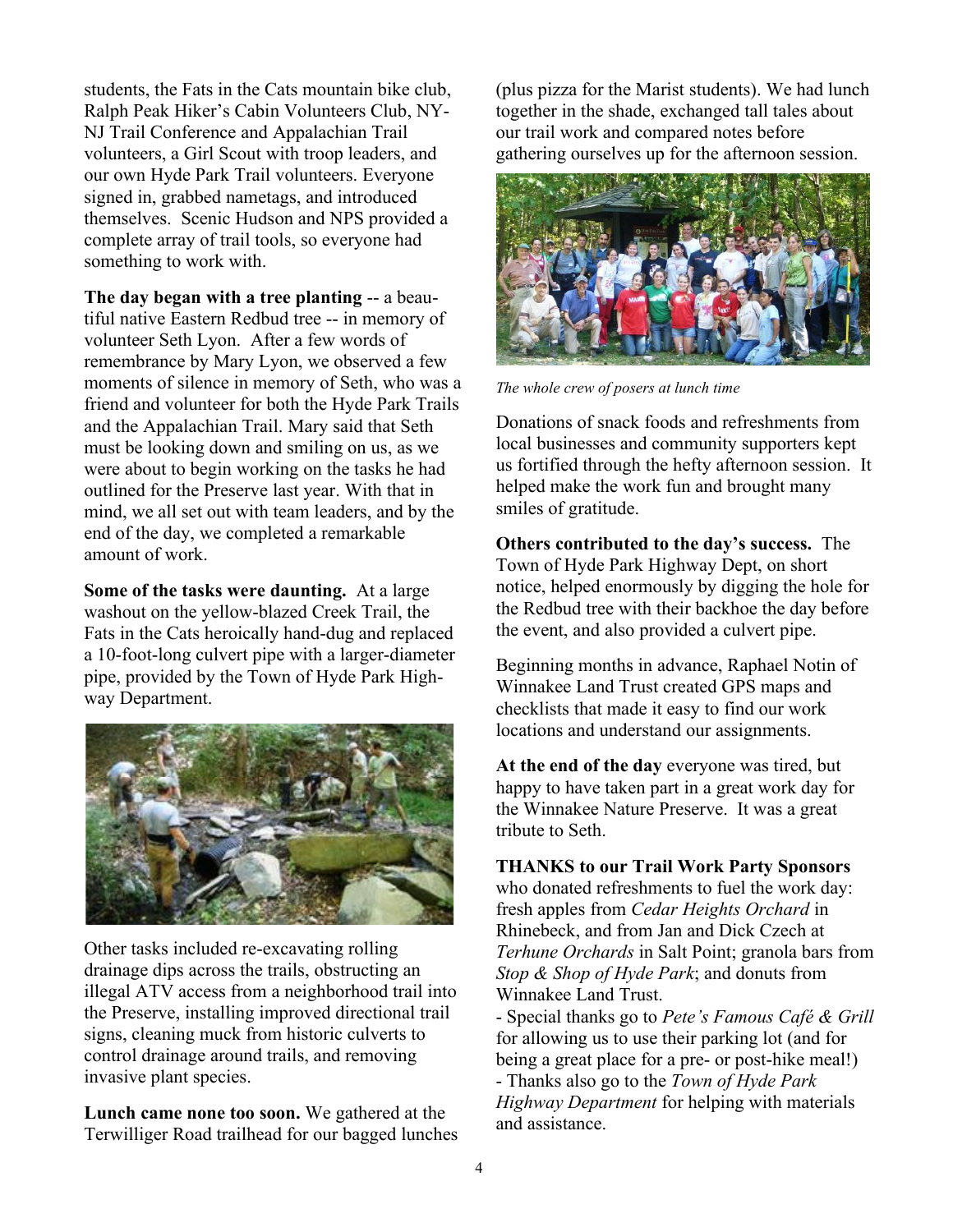students, the Fats in the Cats mountain bike club, Ralph Peak Hiker's Cabin Volunteers Club, NY-NJ Trail Conference and Appalachian Trail volunteers, a Girl Scout with troop leaders, and our own Hyde Park Trail volunteers. Everyone signed in, grabbed nametags, and introduced themselves. Scenic Hudson and NPS provided a complete array of trail tools, so everyone had something to work with.

**The day began with a tree planting** -- a beautiful native Eastern Redbud tree -- in memory of volunteer Seth Lyon. After a few words of remembrance by Mary Lyon, we observed a few moments of silence in memory of Seth, who was a friend and volunteer for both the Hyde Park Trails and the Appalachian Trail. Mary said that Seth must be looking down and smiling on us, as we were about to begin working on the tasks he had outlined for the Preserve last year. With that in mind, we all set out with team leaders, and by the end of the day, we completed a remarkable amount of work.

**Some of the tasks were daunting.** At a large washout on the yellow-blazed Creek Trail, the Fats in the Cats heroically hand-dug and replaced a 10-foot-long culvert pipe with a larger-diameter pipe, provided by the Town of Hyde Park Highway Department.

Other tasks included re-excavating rolling drainage dips across the trails, obstructing an illegal ATV access from a neighborhood trail into the Preserve, installing improved directional trail signs, cleaning muck from historic culverts to control drainage around trails, and removing invasive plant species.

**Lunch came none too soon.** We gathered at the Terwilliger Road trailhead for our bagged lunches (plus pizza for the Marist students). We had lunch together in the shade, exchanged tall tales about our trail work and compared notes before gathering ourselves up for the afternoon session.

*The whole crew of posers at lunch time*

Donations of snack foods and refreshments from local businesses and community supporters kept us fortified through the hefty afternoon session. It helped make the work fun and brought many smiles of gratitude.

**Others contributed to the day's success.** The Town of Hyde Park Highway Dept, on short notice, helped enormously by digging the hole for the Redbud tree with their backhoe the day before the event, and also provided a culvert pipe.

Beginning months in advance, Raphael Notin of Winnakee Land Trust created GPS maps and checklists that made it easy to find our work locations and understand our assignments.

**At the end of the day** everyone was tired, but happy to have taken part in a great work day for the Winnakee Nature Preserve. It was a great tribute to Seth.

**THANKS to our Trail Work Party Sponsors** who donated refreshments to fuel the work day: fresh apples from *Cedar Heights Orchard* in Rhinebeck, and from Jan and Dick Czech at *Terhune Orchards* in Salt Point; granola bars from *Stop & Shop of Hyde Park*; and donuts from Winnakee Land Trust.

- Special thanks go to *Pete's Famous Café & Grill* for allowing us to use their parking lot (and for being a great place for a pre- or post-hike meal!)
- Thanks also go to the *Town of Hyde Park Highway Department* for helping with materials and assistance.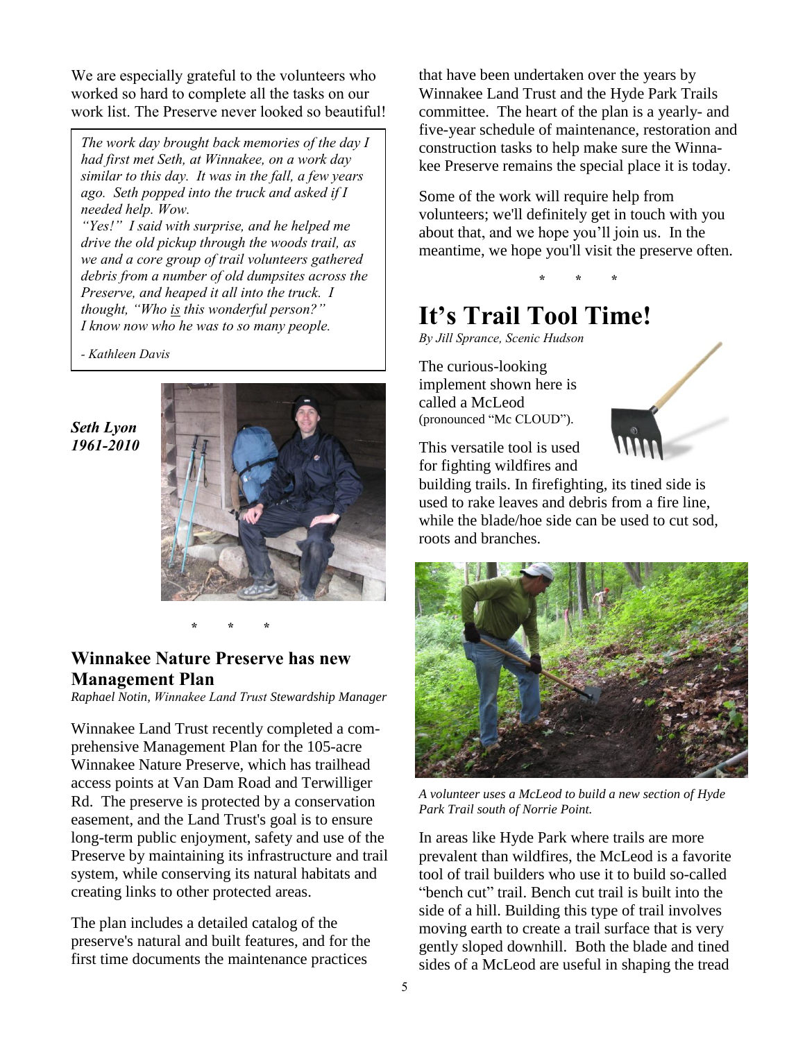We are especially grateful to the volunteers who worked so hard to complete all the tasks on our work list. The Preserve never looked so beautiful!

> *The work day brought back memories of the day I had first met Seth, at Winnakee, on a work day similar to this day. It was in the fall, a few years ago. Seth popped into the truck and asked if I needed help. Wow.*
> *"Yes!" I said with surprise, and he helped me drive the old pickup through the woods trail, as we and a core group of trail volunteers gathered debris from a number of old dumpsites across the Preserve, and heaped it all into the truck. I thought, "Who is this wonderful person?" I know now who he was to so many people.*
>
> *- Kathleen Davis*

***Seth Lyon 1961-2010***

\* \* \*

## Winnakee Nature Preserve has new Management Plan

*Raphael Notin, Winnakee Land Trust Stewardship Manager*

Winnakee Land Trust recently completed a comprehensive Management Plan for the 105-acre Winnakee Nature Preserve, which has trailhead access points at Van Dam Road and Terwilliger Rd. The preserve is protected by a conservation easement, and the Land Trust's goal is to ensure long-term public enjoyment, safety and use of the Preserve by maintaining its infrastructure and trail system, while conserving its natural habitats and creating links to other protected areas.

The plan includes a detailed catalog of the preserve's natural and built features, and for the first time documents the maintenance practices that have been undertaken over the years by Winnakee Land Trust and the Hyde Park Trails committee. The heart of the plan is a yearly- and five-year schedule of maintenance, restoration and construction tasks to help make sure the Winnakee Preserve remains the special place it is today.

Some of the work will require help from volunteers; we'll definitely get in touch with you about that, and we hope you'll join us. In the meantime, we hope you'll visit the preserve often.

\* \* \*

# It's Trail Tool Time!

*By Jill Sprance, Scenic Hudson*

The curious-looking implement shown here is called a McLeod (pronounced "Mc CLOUD").

This versatile tool is used for fighting wildfires and building trails. In firefighting, its tined side is used to rake leaves and debris from a fire line, while the blade/hoe side can be used to cut sod, roots and branches.

*A volunteer uses a McLeod to build a new section of Hyde Park Trail south of Norrie Point.*

In areas like Hyde Park where trails are more prevalent than wildfires, the McLeod is a favorite tool of trail builders who use it to build so-called "bench cut" trail. Bench cut trail is built into the side of a hill. Building this type of trail involves moving earth to create a trail surface that is very gently sloped downhill. Both the blade and tined sides of a McLeod are useful in shaping the tread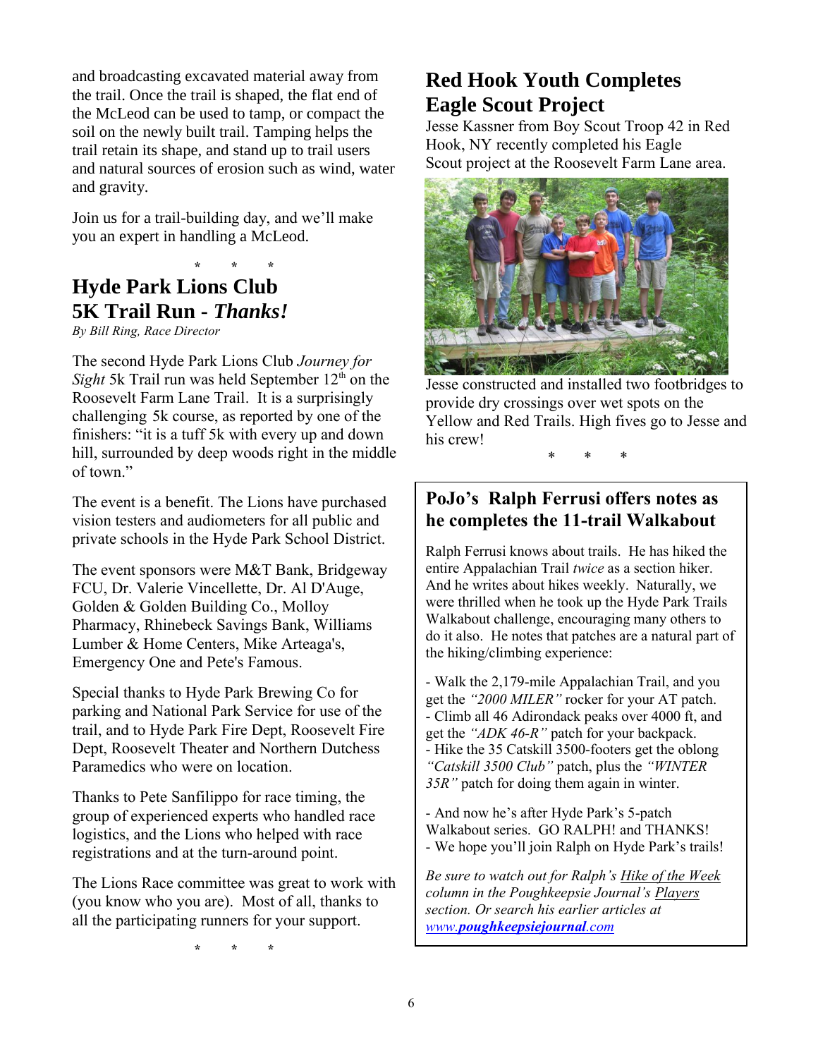and broadcasting excavated material away from the trail. Once the trail is shaped, the flat end of the McLeod can be used to tamp, or compact the soil on the newly built trail. Tamping helps the trail retain its shape, and stand up to trail users and natural sources of erosion such as wind, water and gravity.

Join us for a trail-building day, and we'll make you an expert in handling a McLeod.

\* \* \*

## Hyde Park Lions Club 5K Trail Run - *Thanks!*

*By Bill Ring, Race Director*

The second Hyde Park Lions Club *Journey for Sight* 5k Trail run was held September 12th on the Roosevelt Farm Lane Trail. It is a surprisingly challenging 5k course, as reported by one of the finishers: "it is a tuff 5k with every up and down hill, surrounded by deep woods right in the middle of town."

The event is a benefit. The Lions have purchased vision testers and audiometers for all public and private schools in the Hyde Park School District.

The event sponsors were M&T Bank, Bridgeway FCU, Dr. Valerie Vincellette, Dr. Al D'Auge, Golden & Golden Building Co., Molloy Pharmacy, Rhinebeck Savings Bank, Williams Lumber & Home Centers, Mike Arteaga's, Emergency One and Pete's Famous.

Special thanks to Hyde Park Brewing Co for parking and National Park Service for use of the trail, and to Hyde Park Fire Dept, Roosevelt Fire Dept, Roosevelt Theater and Northern Dutchess Paramedics who were on location.

Thanks to Pete Sanfilippo for race timing, the group of experienced experts who handled race logistics, and the Lions who helped with race registrations and at the turn-around point.

The Lions Race committee was great to work with (you know who you are). Most of all, thanks to all the participating runners for your support.

\* \* \*

## Red Hook Youth Completes Eagle Scout Project

Jesse Kassner from Boy Scout Troop 42 in Red Hook, NY recently completed his Eagle Scout project at the Roosevelt Farm Lane area.

Jesse constructed and installed two footbridges to provide dry crossings over wet spots on the Yellow and Red Trails. High fives go to Jesse and his crew!

\* \* \*

## PoJo's Ralph Ferrusi offers notes as he completes the 11-trail Walkabout

Ralph Ferrusi knows about trails. He has hiked the entire Appalachian Trail *twice* as a section hiker. And he writes about hikes weekly. Naturally, we were thrilled when he took up the Hyde Park Trails Walkabout challenge, encouraging many others to do it also. He notes that patches are a natural part of the hiking/climbing experience:

- Walk the 2,179-mile Appalachian Trail, and you get the *"2000 MILER"* rocker for your AT patch.
- Climb all 46 Adirondack peaks over 4000 ft, and get the *"ADK 46-R"* patch for your backpack.
- Hike the 35 Catskill 3500-footers get the oblong *"Catskill 3500 Club"* patch, plus the *"WINTER 35R"* patch for doing them again in winter.

- And now he's after Hyde Park's 5-patch Walkabout series. GO RALPH! and THANKS!
- We hope you'll join Ralph on Hyde Park's trails!

*Be sure to watch out for Ralph's Hike of the Week column in the Poughkeepsie Journal's Players section. Or search his earlier articles at www.poughkeepsiejournal.com*